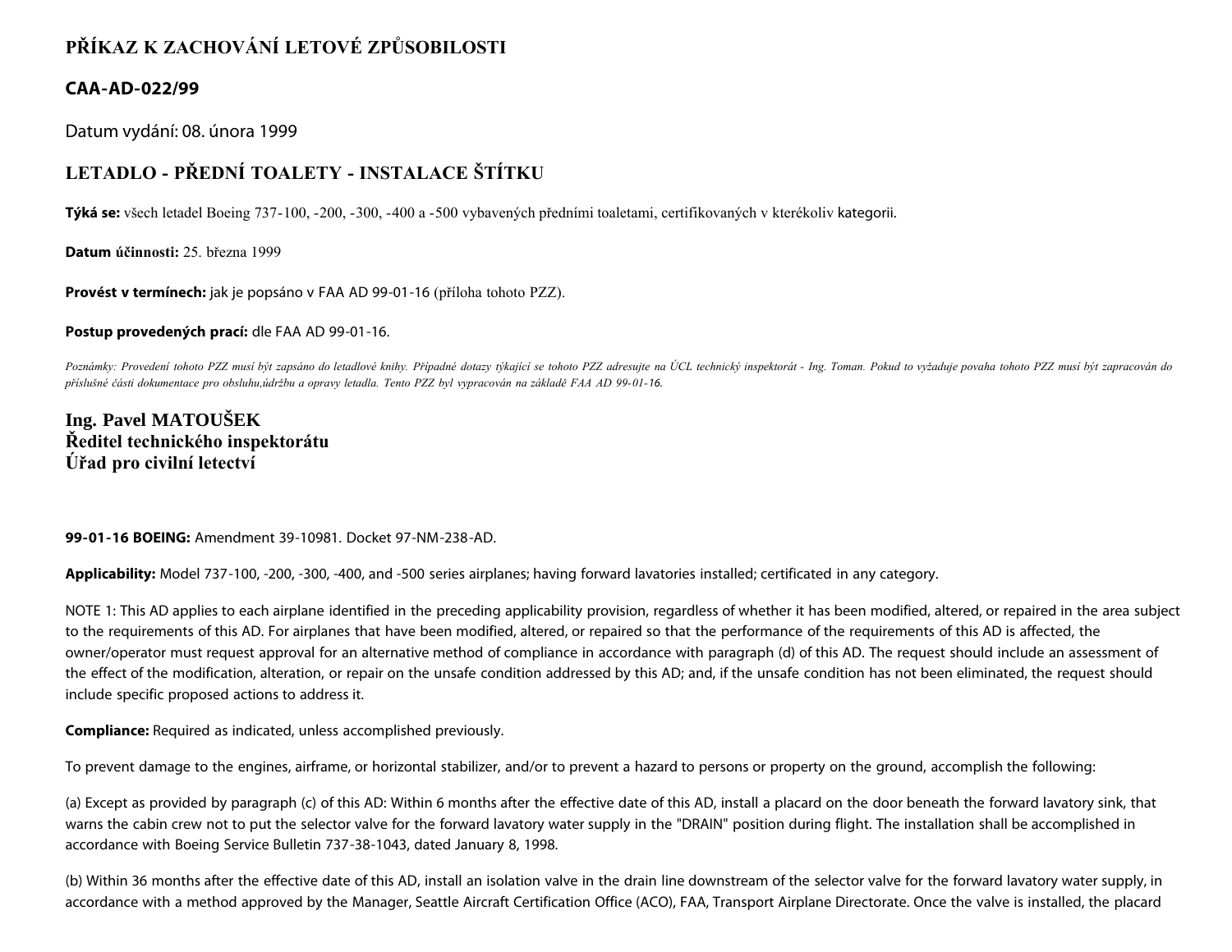# PŘÍKAZ K ZACHOVÁNÍ LETOVÉ ZPŮSOBILOSTI

## CAA-AD-022/99

Datum vydání: 08. února 1999

## LETADLO - PŘEDNÍ TOALETY - INSTALACE ŠTÍTKU

**Týká se:** všech letadel Boeing 737-100, -200, -300, -400 a -500 vybavených předními toaletami, certifikovaných v kterékoliv kategorii.

**Datum účinnosti:** 25. března 1999

**Provést v termínech:** jak je popsáno v FAA AD 99-01-16 (příloha tohoto PZZ).

**Postup provedených prací:** dle FAA AD 99-01-16.

*Poznámky: Provedení tohoto PZZ musí být zapsáno do letadlové knihy. Případné dotazy týkající se tohoto PZZ adresujte na ÚCL technický inspektorát - Ing. Toman. Pokud to vyžaduje povaha tohoto PZZ musí být zapracován do příslušné části dokumentace pro obsluhu,údržbu a opravy letadla. Tento PZZ byl vypracován na základě FAA AD 99-01-16.*

**Ing. Pavel MATOUŠEK**
**Ředitel technického inspektorátu**
**Úřad pro civilní letectví**

**99-01-16 BOEING:** Amendment 39-10981. Docket 97-NM-238-AD.

**Applicability:** Model 737-100, -200, -300, -400, and -500 series airplanes; having forward lavatories installed; certificated in any category.

NOTE 1: This AD applies to each airplane identified in the preceding applicability provision, regardless of whether it has been modified, altered, or repaired in the area subject to the requirements of this AD. For airplanes that have been modified, altered, or repaired so that the performance of the requirements of this AD is affected, the owner/operator must request approval for an alternative method of compliance in accordance with paragraph (d) of this AD. The request should include an assessment of the effect of the modification, alteration, or repair on the unsafe condition addressed by this AD; and, if the unsafe condition has not been eliminated, the request should include specific proposed actions to address it.

**Compliance:** Required as indicated, unless accomplished previously.

To prevent damage to the engines, airframe, or horizontal stabilizer, and/or to prevent a hazard to persons or property on the ground, accomplish the following:

(a) Except as provided by paragraph (c) of this AD: Within 6 months after the effective date of this AD, install a placard on the door beneath the forward lavatory sink, that warns the cabin crew not to put the selector valve for the forward lavatory water supply in the "DRAIN" position during flight. The installation shall be accomplished in accordance with Boeing Service Bulletin 737-38-1043, dated January 8, 1998.

(b) Within 36 months after the effective date of this AD, install an isolation valve in the drain line downstream of the selector valve for the forward lavatory water supply, in accordance with a method approved by the Manager, Seattle Aircraft Certification Office (ACO), FAA, Transport Airplane Directorate. Once the valve is installed, the placard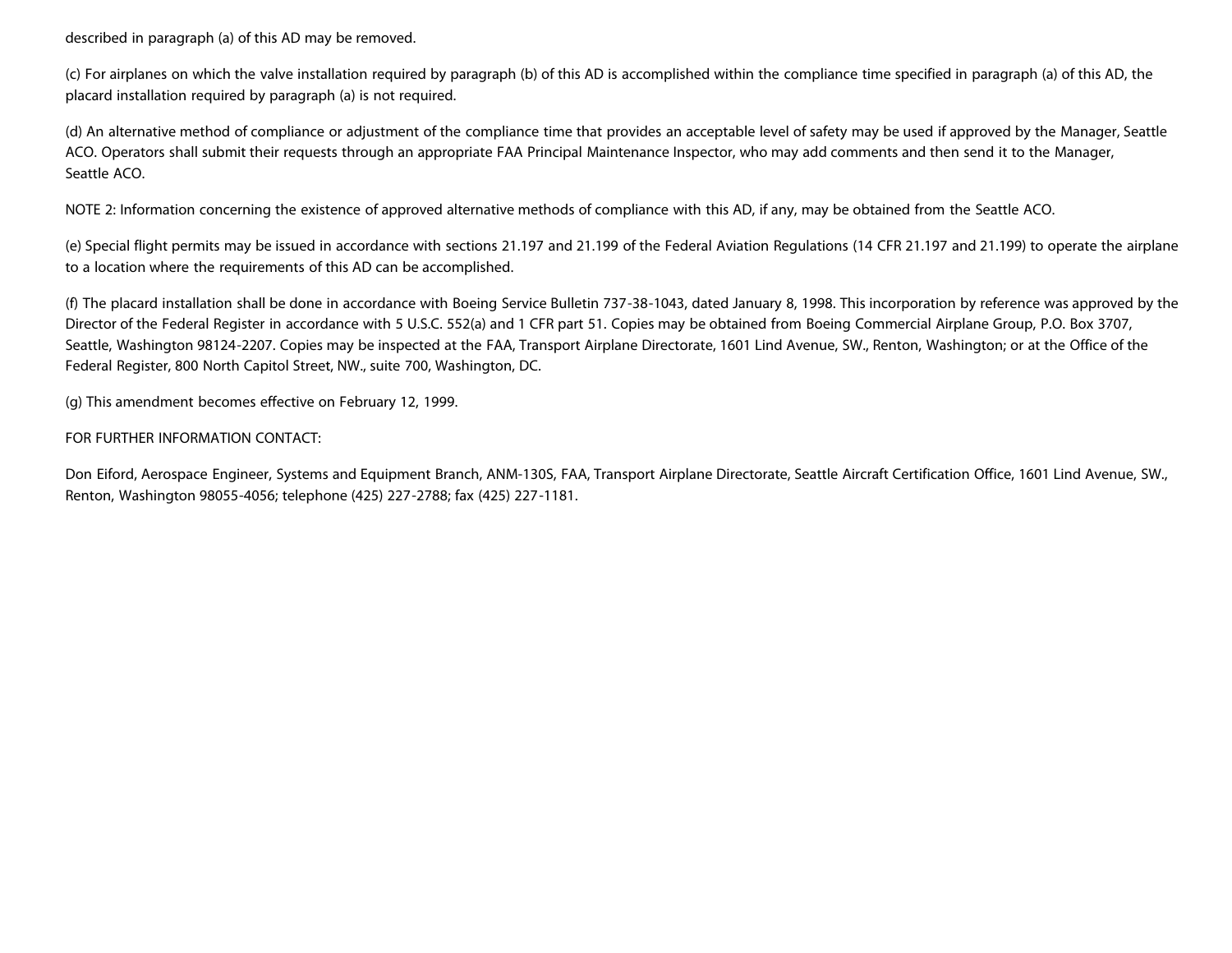described in paragraph (a) of this AD may be removed.

(c) For airplanes on which the valve installation required by paragraph (b) of this AD is accomplished within the compliance time specified in paragraph (a) of this AD, the placard installation required by paragraph (a) is not required.

(d) An alternative method of compliance or adjustment of the compliance time that provides an acceptable level of safety may be used if approved by the Manager, Seattle ACO. Operators shall submit their requests through an appropriate FAA Principal Maintenance Inspector, who may add comments and then send it to the Manager, Seattle ACO.

NOTE 2: Information concerning the existence of approved alternative methods of compliance with this AD, if any, may be obtained from the Seattle ACO.

(e) Special flight permits may be issued in accordance with sections 21.197 and 21.199 of the Federal Aviation Regulations (14 CFR 21.197 and 21.199) to operate the airplane to a location where the requirements of this AD can be accomplished.

(f) The placard installation shall be done in accordance with Boeing Service Bulletin 737-38-1043, dated January 8, 1998. This incorporation by reference was approved by the Director of the Federal Register in accordance with 5 U.S.C. 552(a) and 1 CFR part 51. Copies may be obtained from Boeing Commercial Airplane Group, P.O. Box 3707, Seattle, Washington 98124-2207. Copies may be inspected at the FAA, Transport Airplane Directorate, 1601 Lind Avenue, SW., Renton, Washington; or at the Office of the Federal Register, 800 North Capitol Street, NW., suite 700, Washington, DC.

(g) This amendment becomes effective on February 12, 1999.

FOR FURTHER INFORMATION CONTACT:

Don Eiford, Aerospace Engineer, Systems and Equipment Branch, ANM-130S, FAA, Transport Airplane Directorate, Seattle Aircraft Certification Office, 1601 Lind Avenue, SW., Renton, Washington 98055-4056; telephone (425) 227-2788; fax (425) 227-1181.